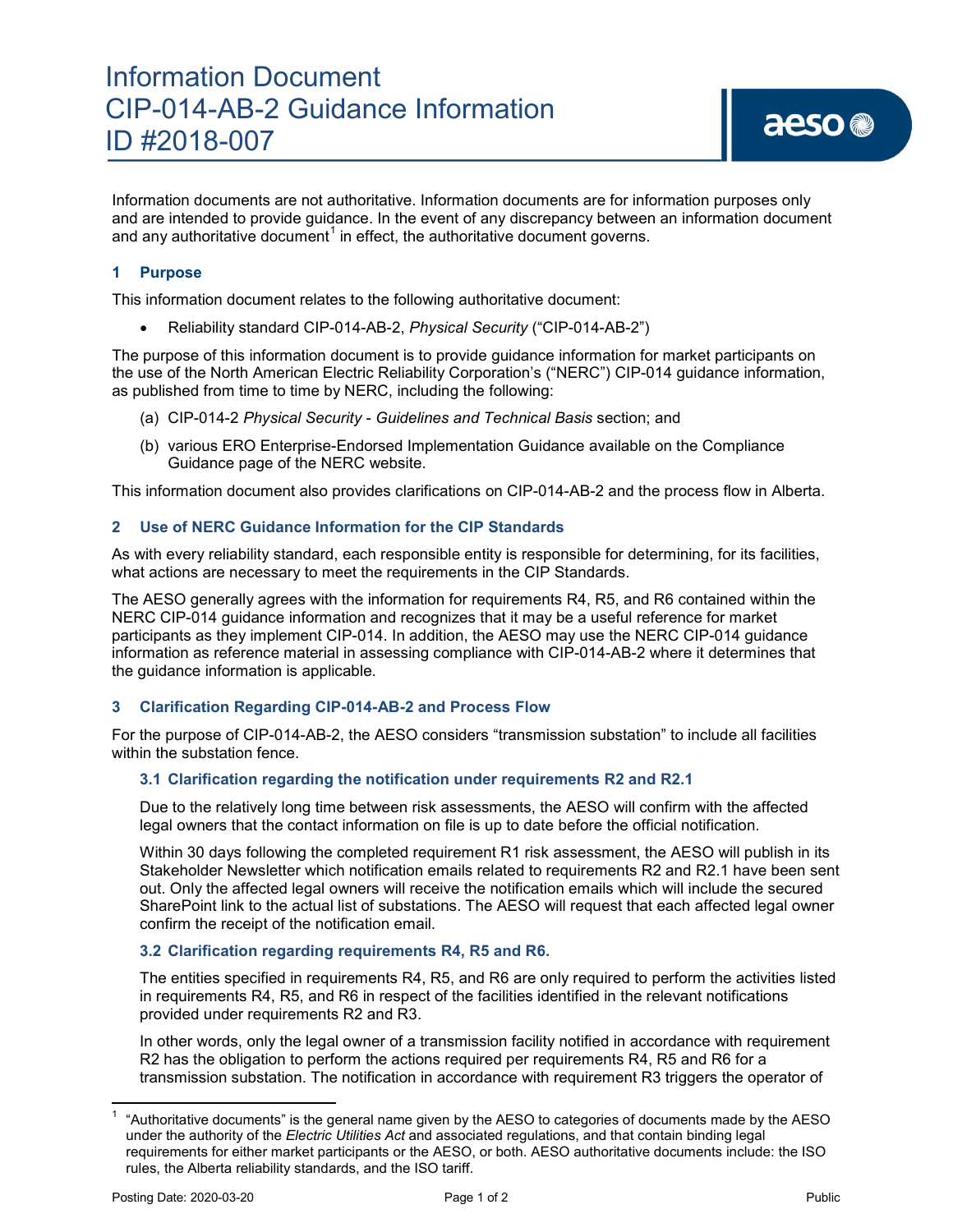# Information Document
# CIP-014-AB-2 Guidance Information
# ID #2018-007

Information documents are not authoritative. Information documents are for information purposes only and are intended to provide guidance. In the event of any discrepancy between an information document and any authoritative document[1] in effect, the authoritative document governs.

## 1 Purpose

This information document relates to the following authoritative document:

- Reliability standard CIP-014-AB-2, *Physical Security* ("CIP-014-AB-2")

The purpose of this information document is to provide guidance information for market participants on the use of the North American Electric Reliability Corporation's ("NERC") CIP-014 guidance information, as published from time to time by NERC, including the following:

(a) CIP-014-2 *Physical Security - Guidelines and Technical Basis* section; and

(b) various ERO Enterprise-Endorsed Implementation Guidance available on the Compliance Guidance page of the NERC website.

This information document also provides clarifications on CIP-014-AB-2 and the process flow in Alberta.

## 2 Use of NERC Guidance Information for the CIP Standards

As with every reliability standard, each responsible entity is responsible for determining, for its facilities, what actions are necessary to meet the requirements in the CIP Standards.

The AESO generally agrees with the information for requirements R4, R5, and R6 contained within the NERC CIP-014 guidance information and recognizes that it may be a useful reference for market participants as they implement CIP-014. In addition, the AESO may use the NERC CIP-014 guidance information as reference material in assessing compliance with CIP-014-AB-2 where it determines that the guidance information is applicable.

## 3 Clarification Regarding CIP-014-AB-2 and Process Flow

For the purpose of CIP-014-AB-2, the AESO considers "transmission substation" to include all facilities within the substation fence.

### 3.1 Clarification regarding the notification under requirements R2 and R2.1

Due to the relatively long time between risk assessments, the AESO will confirm with the affected legal owners that the contact information on file is up to date before the official notification.

Within 30 days following the completed requirement R1 risk assessment, the AESO will publish in its Stakeholder Newsletter which notification emails related to requirements R2 and R2.1 have been sent out. Only the affected legal owners will receive the notification emails which will include the secured SharePoint link to the actual list of substations. The AESO will request that each affected legal owner confirm the receipt of the notification email.

### 3.2 Clarification regarding requirements R4, R5 and R6.

The entities specified in requirements R4, R5, and R6 are only required to perform the activities listed in requirements R4, R5, and R6 in respect of the facilities identified in the relevant notifications provided under requirements R2 and R3.

In other words, only the legal owner of a transmission facility notified in accordance with requirement R2 has the obligation to perform the actions required per requirements R4, R5 and R6 for a transmission substation. The notification in accordance with requirement R3 triggers the operator of

[1] "Authoritative documents" is the general name given by the AESO to categories of documents made by the AESO under the authority of the *Electric Utilities Act* and associated regulations, and that contain binding legal requirements for either market participants or the AESO, or both. AESO authoritative documents include: the ISO rules, the Alberta reliability standards, and the ISO tariff.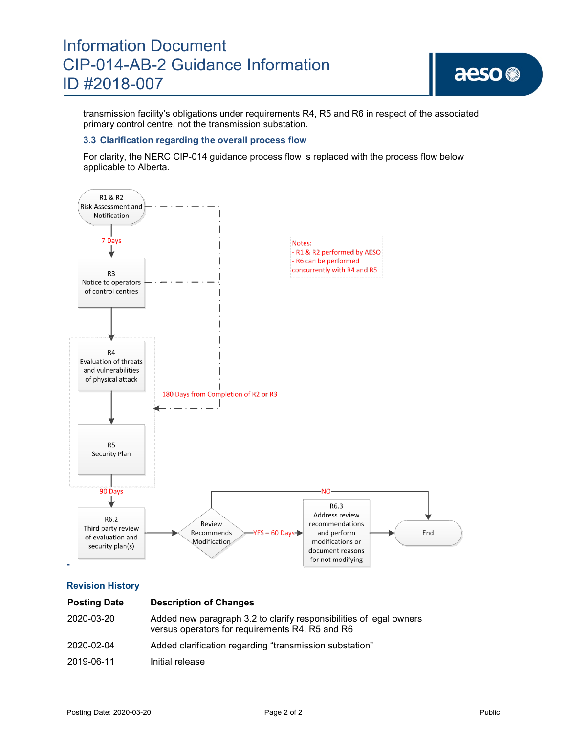transmission facility's obligations under requirements R4, R5 and R6 in respect of the associated primary control centre, not the transmission substation.

### 3.3 Clarification regarding the overall process flow

For clarity, the NERC CIP-014 guidance process flow is replaced with the process flow below applicable to Alberta.

R1 & R2
Risk Assessment and Notification

7 Days

R3
Notice to operators of control centres

R4
Evaluation of threats and vulnerabilities of physical attack

180 Days from Completion of R2 or R3

R5
Security Plan

90 Days

R6.2
Third party review of evaluation and security plan(s)

Review Recommends Modification

YES – 60 Days

NO

R6.3
Address review recommendations and perform modifications or document reasons for not modifying

End

Notes:
- R1 & R2 performed by AESO
- R6 can be performed concurrently with R4 and R5

## Revision History

| Posting Date | Description of Changes |
|---|---|
| 2020-03-20 | Added new paragraph 3.2 to clarify responsibilities of legal owners versus operators for requirements R4, R5 and R6 |
| 2020-02-04 | Added clarification regarding "transmission substation" |
| 2019-06-11 | Initial release |